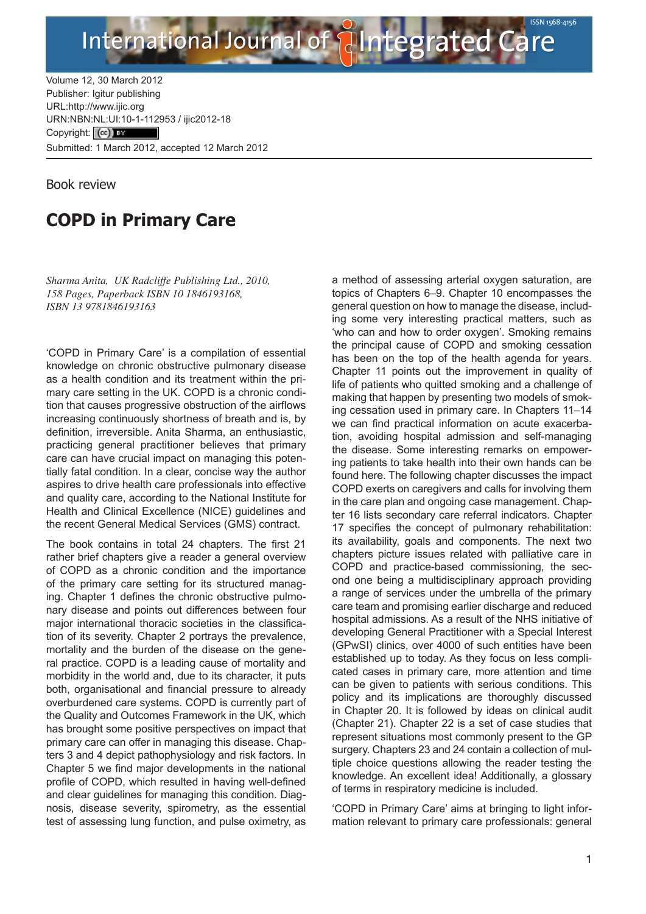Volume 12, 30 March 2012
Publisher: Igitur publishing
URL:http://www.ijic.org
URN:NBN:NL:UI:10-1-112953 / ijic2012-18
Copyright: (cc) BY
Submitted: 1 March 2012, accepted 12 March 2012

Book review

# COPD in Primary Care

*Sharma Anita, UK Radcliffe Publishing Ltd., 2010, 158 Pages, Paperback ISBN 10 1846193168, ISBN 13 9781846193163*

'COPD in Primary Care' is a compilation of essential knowledge on chronic obstructive pulmonary disease as a health condition and its treatment within the primary care setting in the UK. COPD is a chronic condition that causes progressive obstruction of the airflows increasing continuously shortness of breath and is, by definition, irreversible. Anita Sharma, an enthusiastic, practicing general practitioner believes that primary care can have crucial impact on managing this potentially fatal condition. In a clear, concise way the author aspires to drive health care professionals into effective and quality care, according to the National Institute for Health and Clinical Excellence (NICE) guidelines and the recent General Medical Services (GMS) contract.

The book contains in total 24 chapters. The first 21 rather brief chapters give a reader a general overview of COPD as a chronic condition and the importance of the primary care setting for its structured managing. Chapter 1 defines the chronic obstructive pulmonary disease and points out differences between four major international thoracic societies in the classification of its severity. Chapter 2 portrays the prevalence, mortality and the burden of the disease on the general practice. COPD is a leading cause of mortality and morbidity in the world and, due to its character, it puts both, organisational and financial pressure to already overburdened care systems. COPD is currently part of the Quality and Outcomes Framework in the UK, which has brought some positive perspectives on impact that primary care can offer in managing this disease. Chapters 3 and 4 depict pathophysiology and risk factors. In Chapter 5 we find major developments in the national profile of COPD, which resulted in having well-defined and clear guidelines for managing this condition. Diagnosis, disease severity, spirometry, as the essential test of assessing lung function, and pulse oximetry, as a method of assessing arterial oxygen saturation, are topics of Chapters 6–9. Chapter 10 encompasses the general question on how to manage the disease, including some very interesting practical matters, such as 'who can and how to order oxygen'. Smoking remains the principal cause of COPD and smoking cessation has been on the top of the health agenda for years. Chapter 11 points out the improvement in quality of life of patients who quitted smoking and a challenge of making that happen by presenting two models of smoking cessation used in primary care. In Chapters 11–14 we can find practical information on acute exacerbation, avoiding hospital admission and self-managing the disease. Some interesting remarks on empowering patients to take health into their own hands can be found here. The following chapter discusses the impact COPD exerts on caregivers and calls for involving them in the care plan and ongoing case management. Chapter 16 lists secondary care referral indicators. Chapter 17 specifies the concept of pulmonary rehabilitation: its availability, goals and components. The next two chapters picture issues related with palliative care in COPD and practice-based commissioning, the second one being a multidisciplinary approach providing a range of services under the umbrella of the primary care team and promising earlier discharge and reduced hospital admissions. As a result of the NHS initiative of developing General Practitioner with a Special Interest (GPwSI) clinics, over 4000 of such entities have been established up to today. As they focus on less complicated cases in primary care, more attention and time can be given to patients with serious conditions. This policy and its implications are thoroughly discussed in Chapter 20. It is followed by ideas on clinical audit (Chapter 21). Chapter 22 is a set of case studies that represent situations most commonly present to the GP surgery. Chapters 23 and 24 contain a collection of multiple choice questions allowing the reader testing the knowledge. An excellent idea! Additionally, a glossary of terms in respiratory medicine is included.

'COPD in Primary Care' aims at bringing to light information relevant to primary care professionals: general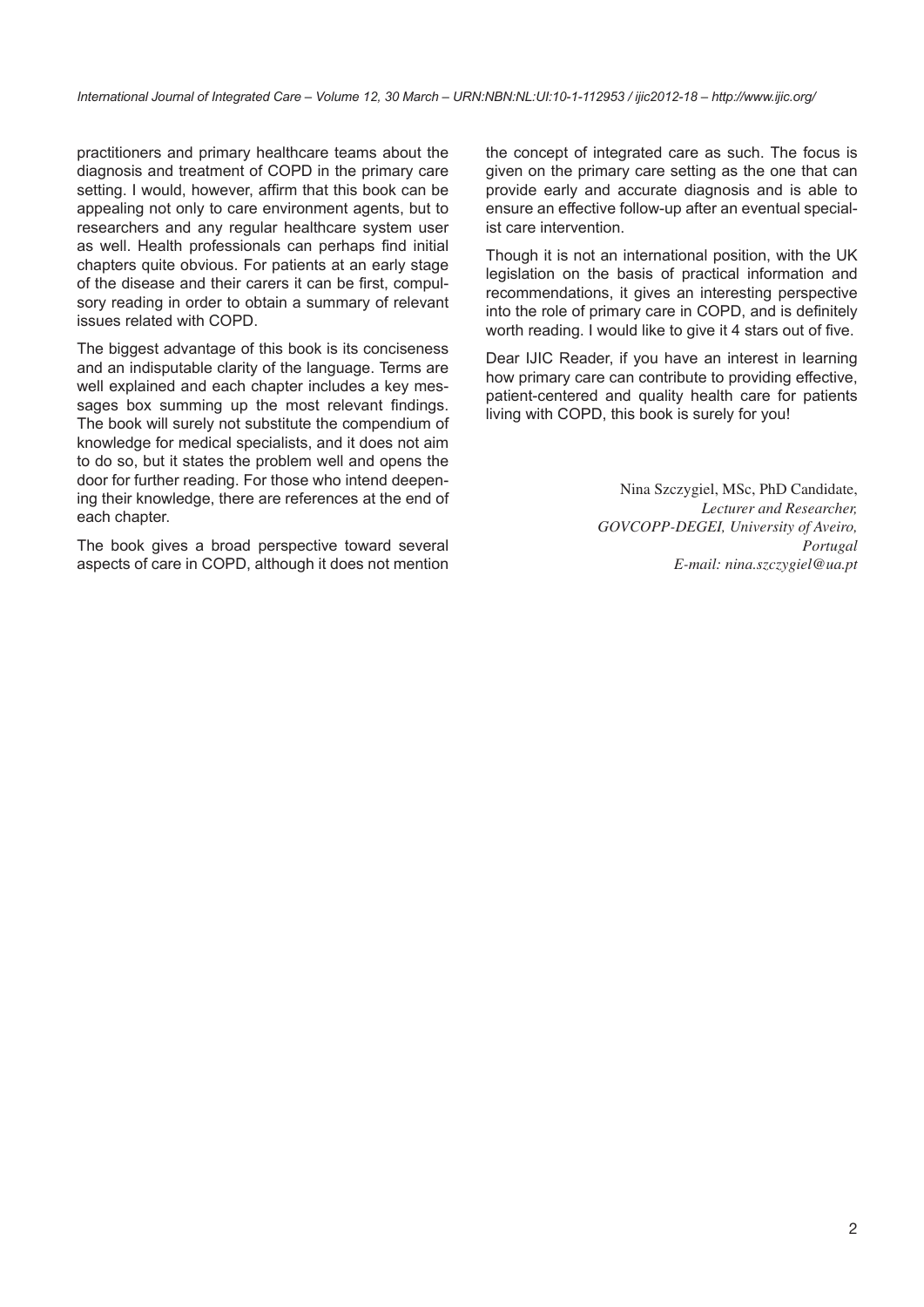practitioners and primary healthcare teams about the diagnosis and treatment of COPD in the primary care setting. I would, however, affirm that this book can be appealing not only to care environment agents, but to researchers and any regular healthcare system user as well. Health professionals can perhaps find initial chapters quite obvious. For patients at an early stage of the disease and their carers it can be first, compulsory reading in order to obtain a summary of relevant issues related with COPD.

The biggest advantage of this book is its conciseness and an indisputable clarity of the language. Terms are well explained and each chapter includes a key messages box summing up the most relevant findings. The book will surely not substitute the compendium of knowledge for medical specialists, and it does not aim to do so, but it states the problem well and opens the door for further reading. For those who intend deepening their knowledge, there are references at the end of each chapter.

The book gives a broad perspective toward several aspects of care in COPD, although it does not mention the concept of integrated care as such. The focus is given on the primary care setting as the one that can provide early and accurate diagnosis and is able to ensure an effective follow-up after an eventual specialist care intervention.

Though it is not an international position, with the UK legislation on the basis of practical information and recommendations, it gives an interesting perspective into the role of primary care in COPD, and is definitely worth reading. I would like to give it 4 stars out of five.

Dear IJIC Reader, if you have an interest in learning how primary care can contribute to providing effective, patient-centered and quality health care for patients living with COPD, this book is surely for you!

Nina Szczygiel, MSc, PhD Candidate,
*Lecturer and Researcher,*
*GOVCOPP-DEGEI, University of Aveiro,*
*Portugal*
*E-mail: nina.szczygiel@ua.pt*